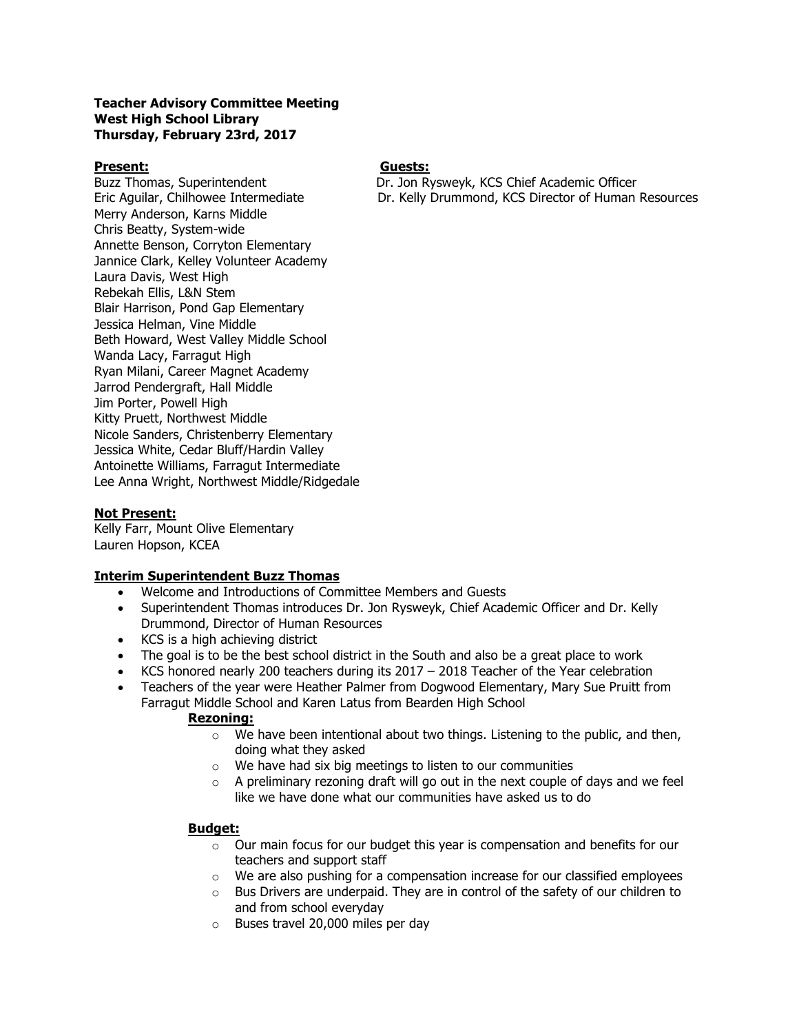**Teacher Advisory Committee Meeting**
**West High School Library**
**Thursday, February 23rd, 2017**

**Present:**

Buzz Thomas, Superintendent
Eric Aguilar, Chilhowee Intermediate
Merry Anderson, Karns Middle
Chris Beatty, System-wide
Annette Benson, Corryton Elementary
Jannice Clark, Kelley Volunteer Academy
Laura Davis, West High
Rebekah Ellis, L&N Stem
Blair Harrison, Pond Gap Elementary
Jessica Helman, Vine Middle
Beth Howard, West Valley Middle School
Wanda Lacy, Farragut High
Ryan Milani, Career Magnet Academy
Jarrod Pendergraft, Hall Middle
Jim Porter, Powell High
Kitty Pruett, Northwest Middle
Nicole Sanders, Christenberry Elementary
Jessica White, Cedar Bluff/Hardin Valley
Antoinette Williams, Farragut Intermediate
Lee Anna Wright, Northwest Middle/Ridgedale

**Guests:**

Dr. Jon Rysweyk, KCS Chief Academic Officer
Dr. Kelly Drummond, KCS Director of Human Resources

**Not Present:**

Kelly Farr, Mount Olive Elementary
Lauren Hopson, KCEA

**Interim Superintendent Buzz Thomas**

- Welcome and Introductions of Committee Members and Guests
- Superintendent Thomas introduces Dr. Jon Rysweyk, Chief Academic Officer and Dr. Kelly Drummond, Director of Human Resources
- KCS is a high achieving district
- The goal is to be the best school district in the South and also be a great place to work
- KCS honored nearly 200 teachers during its 2017 – 2018 Teacher of the Year celebration
- Teachers of the year were Heather Palmer from Dogwood Elementary, Mary Sue Pruitt from Farragut Middle School and Karen Latus from Bearden High School

**Rezoning:**

- We have been intentional about two things. Listening to the public, and then, doing what they asked
- We have had six big meetings to listen to our communities
- A preliminary rezoning draft will go out in the next couple of days and we feel like we have done what our communities have asked us to do

**Budget:**

- Our main focus for our budget this year is compensation and benefits for our teachers and support staff
- We are also pushing for a compensation increase for our classified employees
- Bus Drivers are underpaid. They are in control of the safety of our children to and from school everyday
- Buses travel 20,000 miles per day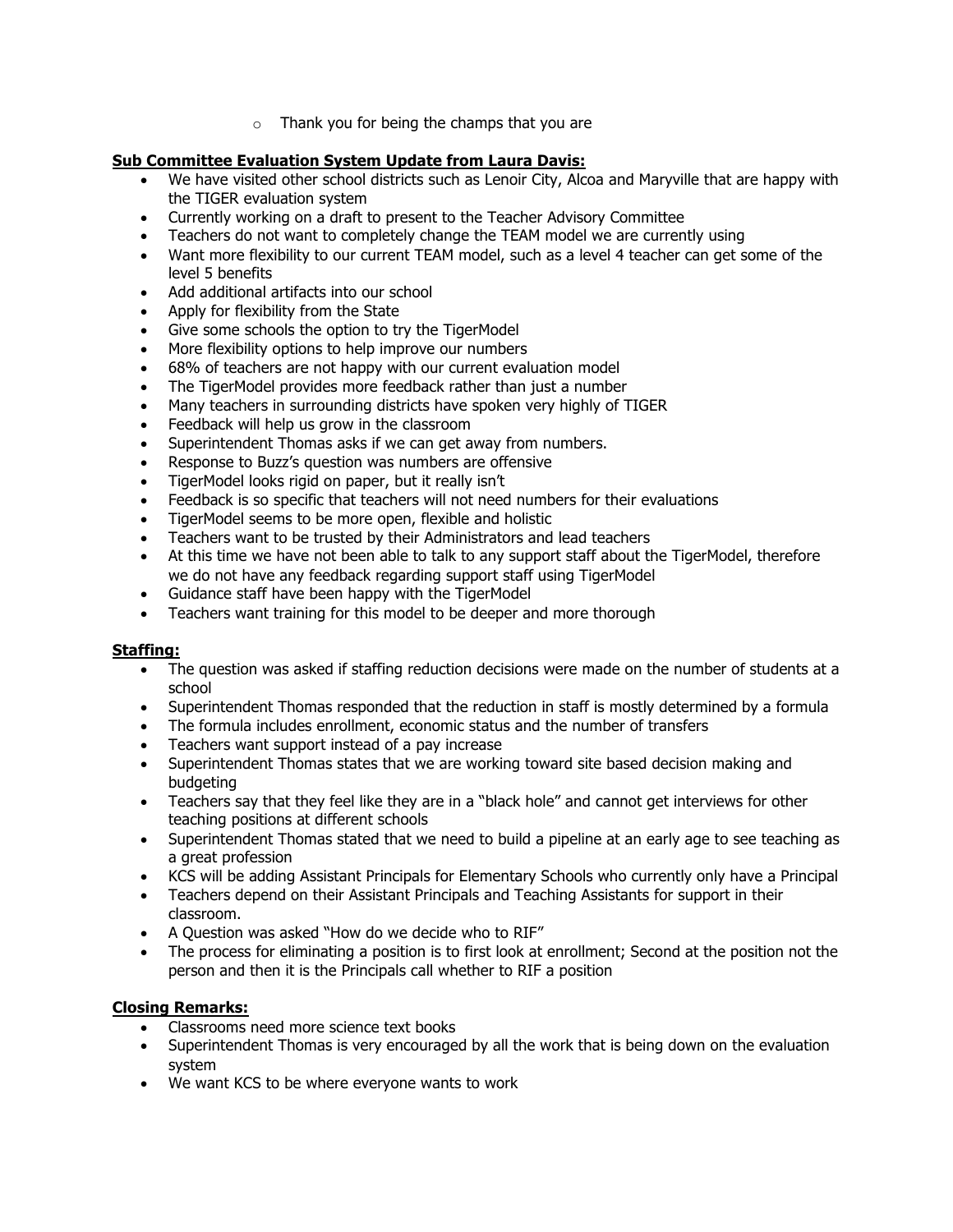- Thank you for being the champs that you are

**Sub Committee Evaluation System Update from Laura Davis:**

- We have visited other school districts such as Lenoir City, Alcoa and Maryville that are happy with the TIGER evaluation system
- Currently working on a draft to present to the Teacher Advisory Committee
- Teachers do not want to completely change the TEAM model we are currently using
- Want more flexibility to our current TEAM model, such as a level 4 teacher can get some of the level 5 benefits
- Add additional artifacts into our school
- Apply for flexibility from the State
- Give some schools the option to try the TigerModel
- More flexibility options to help improve our numbers
- 68% of teachers are not happy with our current evaluation model
- The TigerModel provides more feedback rather than just a number
- Many teachers in surrounding districts have spoken very highly of TIGER
- Feedback will help us grow in the classroom
- Superintendent Thomas asks if we can get away from numbers.
- Response to Buzz's question was numbers are offensive
- TigerModel looks rigid on paper, but it really isn't
- Feedback is so specific that teachers will not need numbers for their evaluations
- TigerModel seems to be more open, flexible and holistic
- Teachers want to be trusted by their Administrators and lead teachers
- At this time we have not been able to talk to any support staff about the TigerModel, therefore we do not have any feedback regarding support staff using TigerModel
- Guidance staff have been happy with the TigerModel
- Teachers want training for this model to be deeper and more thorough

**Staffing:**

- The question was asked if staffing reduction decisions were made on the number of students at a school
- Superintendent Thomas responded that the reduction in staff is mostly determined by a formula
- The formula includes enrollment, economic status and the number of transfers
- Teachers want support instead of a pay increase
- Superintendent Thomas states that we are working toward site based decision making and budgeting
- Teachers say that they feel like they are in a "black hole" and cannot get interviews for other teaching positions at different schools
- Superintendent Thomas stated that we need to build a pipeline at an early age to see teaching as a great profession
- KCS will be adding Assistant Principals for Elementary Schools who currently only have a Principal
- Teachers depend on their Assistant Principals and Teaching Assistants for support in their classroom.
- A Question was asked "How do we decide who to RIF"
- The process for eliminating a position is to first look at enrollment; Second at the position not the person and then it is the Principals call whether to RIF a position

**Closing Remarks:**

- Classrooms need more science text books
- Superintendent Thomas is very encouraged by all the work that is being down on the evaluation system
- We want KCS to be where everyone wants to work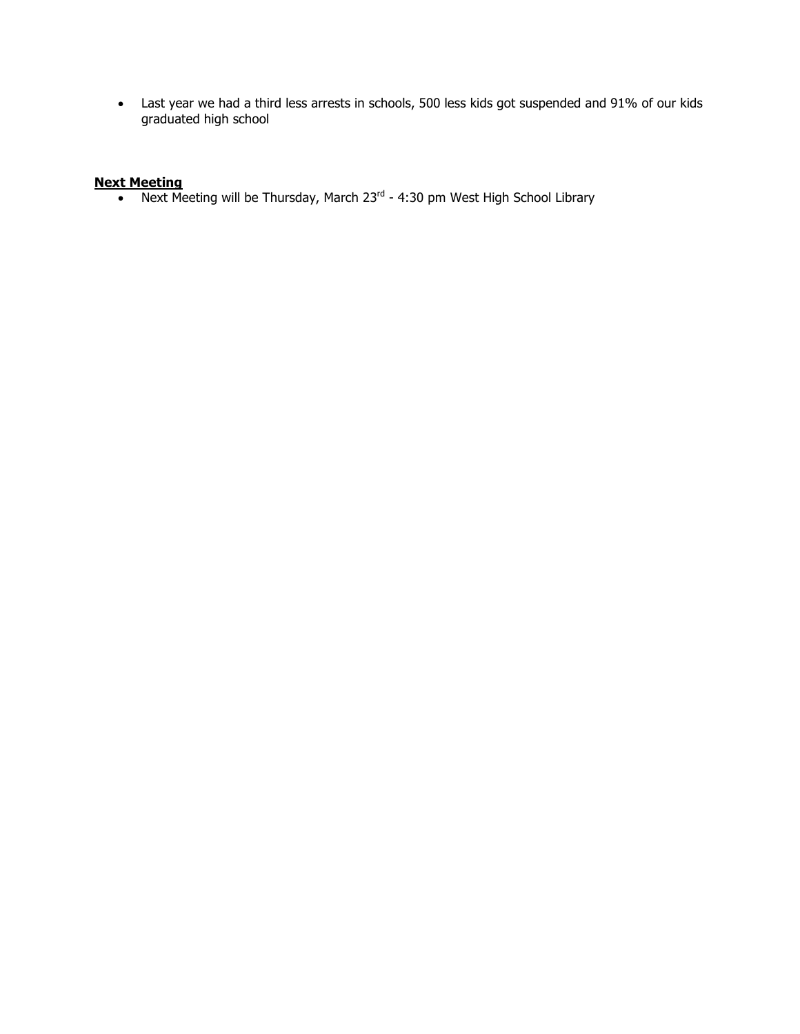- Last year we had a third less arrests in schools, 500 less kids got suspended and 91% of our kids graduated high school

**Next Meeting**

- Next Meeting will be Thursday, March 23rd - 4:30 pm West High School Library